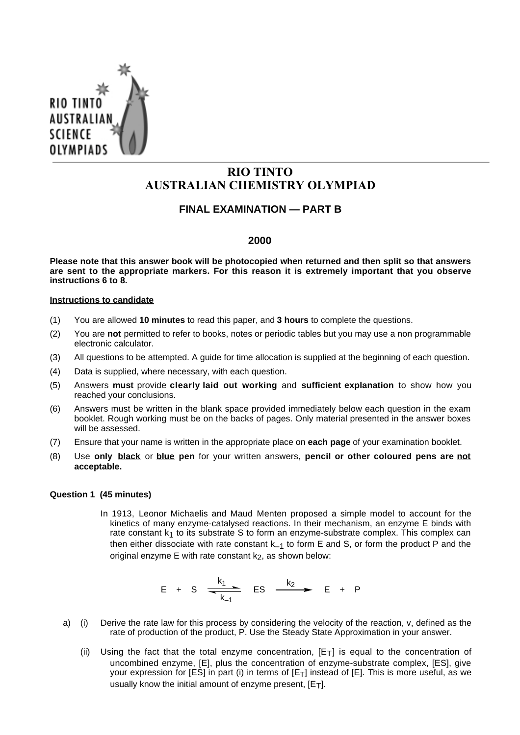# RIO TINTO AUSTRALIAN CHEMISTRY OLYMPIAD

## FINAL EXAMINATION — PART B

## 2000

**Please note that this answer book will be photocopied when returned and then split so that answers are sent to the appropriate markers. For this reason it is extremely important that you observe instructions 6 to 8.**

**Instructions to candidate**

(1) You are allowed **10 minutes** to read this paper, and **3 hours** to complete the questions.

(2) You are **not** permitted to refer to books, notes or periodic tables but you may use a non programmable electronic calculator.

(3) All questions to be attempted. A guide for time allocation is supplied at the beginning of each question.

(4) Data is supplied, where necessary, with each question.

(5) Answers **must** provide **clearly laid out working** and **sufficient explanation** to show how you reached your conclusions.

(6) Answers must be written in the blank space provided immediately below each question in the exam booklet. Rough working must be on the backs of pages. Only material presented in the answer boxes will be assessed.

(7) Ensure that your name is written in the appropriate place on **each page** of your examination booklet.

(8) Use **only black** or **blue pen** for your written answers, **pencil or other coloured pens are not acceptable.**

**Question 1 (45 minutes)**

In 1913, Leonor Michaelis and Maud Menten proposed a simple model to account for the kinetics of many enzyme-catalysed reactions. In their mechanism, an enzyme E binds with rate constant $k_1$ to its substrate S to form an enzyme-substrate complex. This complex can then either dissociate with rate constant $k_{-1}$ to form E and S, or form the product P and the original enzyme E with rate constant $k_2$, as shown below:

$$E + S \underset{k_{-1}}{\overset{k_1}{\rightleftharpoons}} ES \xrightarrow{k_2} E + P$$

a) (i) Derive the rate law for this process by considering the velocity of the reaction, v, defined as the rate of production of the product, P. Use the Steady State Approximation in your answer.

(ii) Using the fact that the total enzyme concentration, $[E_T]$ is equal to the concentration of uncombined enzyme, [E], plus the concentration of enzyme-substrate complex, [ES], give your expression for [ES] in part (i) in terms of $[E_T]$ instead of [E]. This is more useful, as we usually know the initial amount of enzyme present, $[E_T]$.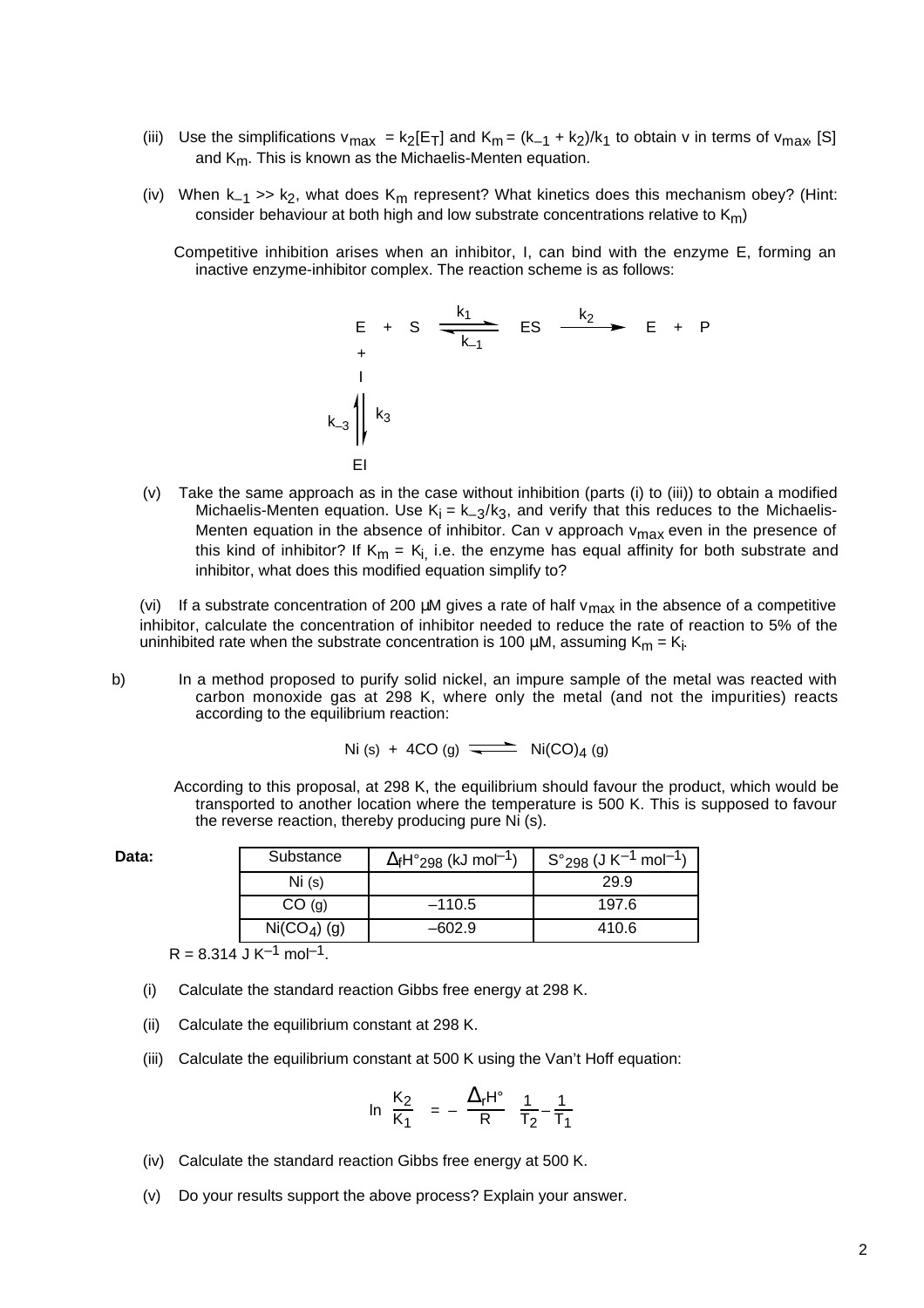(iii) Use the simplifications $v_{max} = k_2[E_T]$ and $K_m = (k_{-1} + k_2)/k_1$ to obtain v in terms of $v_{max}$, [S] and $K_m$. This is known as the Michaelis-Menten equation.

(iv) When $k_{-1} >> k_2$, what does $K_m$ represent? What kinetics does this mechanism obey? (Hint: consider behaviour at both high and low substrate concentrations relative to $K_m$)

Competitive inhibition arises when an inhibitor, I, can bind with the enzyme E, forming an inactive enzyme-inhibitor complex. The reaction scheme is as follows:

$$
\begin{array}{ccccc}
E + S & \underset{k_{-1}}{\overset{k_1}{\rightleftharpoons}} & ES & \xrightarrow{k_2} & E + P \\
+ & & & & \\
I & & & & \\
k_{-3} \Big\uparrow\Big\downarrow k_3 & & & & \\
EI & & & &
\end{array}
$$

(v) Take the same approach as in the case without inhibition (parts (i) to (iii)) to obtain a modified Michaelis-Menten equation. Use $K_i = k_{-3}/k_3$, and verify that this reduces to the Michaelis-Menten equation in the absence of inhibitor. Can v approach $v_{max}$ even in the presence of this kind of inhibitor? If $K_m = K_i$, i.e. the enzyme has equal affinity for both substrate and inhibitor, what does this modified equation simplify to?

(vi) If a substrate concentration of 200 μM gives a rate of half $v_{max}$ in the absence of a competitive inhibitor, calculate the concentration of inhibitor needed to reduce the rate of reaction to 5% of the uninhibited rate when the substrate concentration is 100 μM, assuming $K_m = K_i$.

b) In a method proposed to purify solid nickel, an impure sample of the metal was reacted with carbon monoxide gas at 298 K, where only the metal (and not the impurities) reacts according to the equilibrium reaction:

$$Ni\,(s) + 4CO\,(g) \rightleftharpoons Ni(CO)_4\,(g)$$

According to this proposal, at 298 K, the equilibrium should favour the product, which would be transported to another location where the temperature is 500 K. This is supposed to favour the reverse reaction, thereby producing pure Ni (s).

**Data:**

| Substance | $\Delta_f H°_{298}$ (kJ mol$^{-1}$) | $S°_{298}$ (J K$^{-1}$ mol$^{-1}$) |
|---|---|---|
| Ni (s) | | 29.9 |
| CO (g) | –110.5 | 197.6 |
| $Ni(CO_4)$ (g) | –602.9 | 410.6 |

R = 8.314 J K$^{-1}$ mol$^{-1}$.

(i) Calculate the standard reaction Gibbs free energy at 298 K.

(ii) Calculate the equilibrium constant at 298 K.

(iii) Calculate the equilibrium constant at 500 K using the Van't Hoff equation:

$$\ln \frac{K_2}{K_1} = -\frac{\Delta_r H°}{R}\left(\frac{1}{T_2} - \frac{1}{T_1}\right)$$

(iv) Calculate the standard reaction Gibbs free energy at 500 K.

(v) Do your results support the above process? Explain your answer.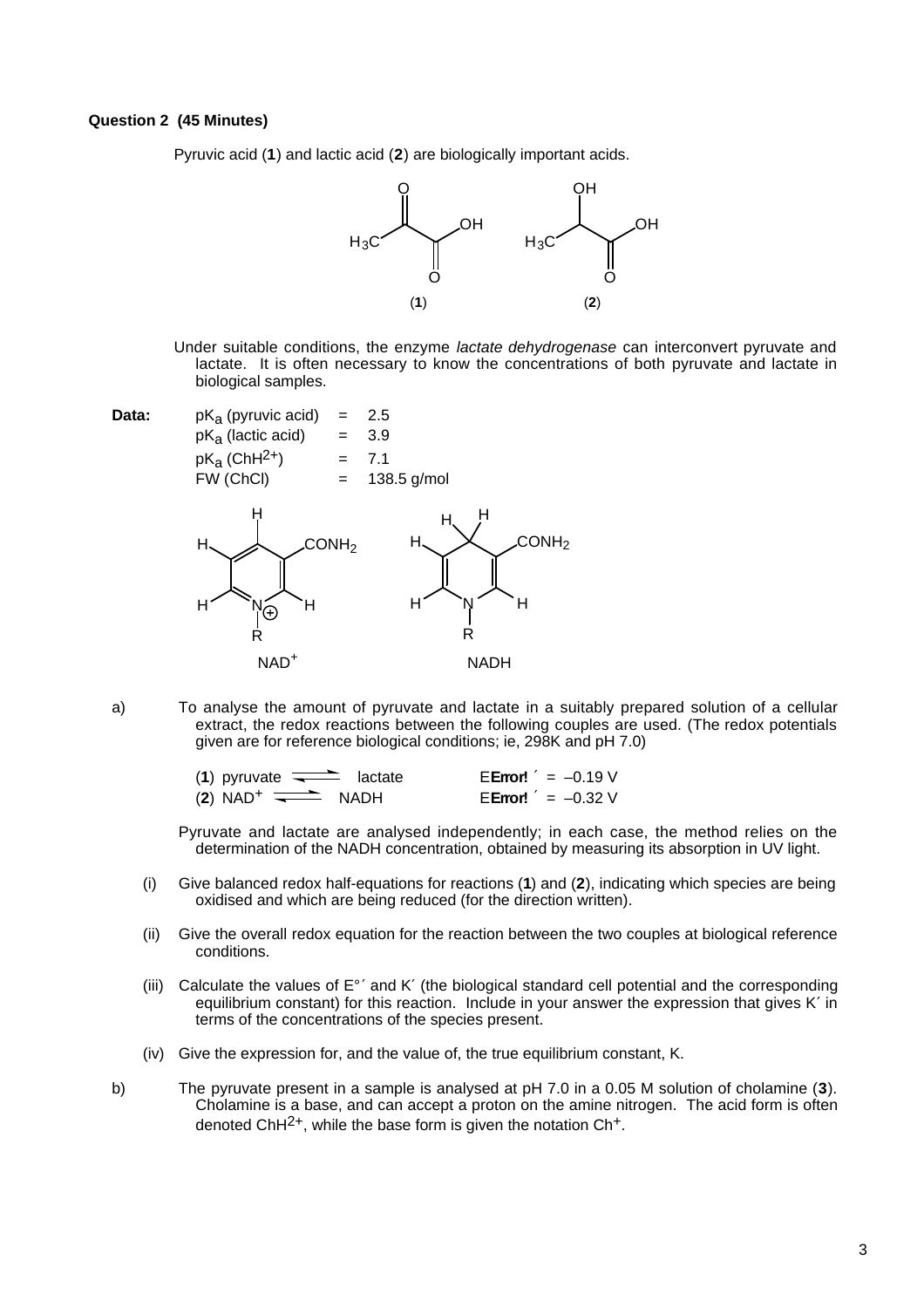**Question 2 (45 Minutes)**

Pyruvic acid (**1**) and lactic acid (**2**) are biologically important acids.

(**1**) (**2**)

Under suitable conditions, the enzyme *lactate dehydrogenase* can interconvert pyruvate and lactate. It is often necessary to know the concentrations of both pyruvate and lactate in biological samples.

**Data:**

$pK_a$ (pyruvic acid) = 2.5
$pK_a$ (lactic acid) = 3.9
$pK_a$ ($ChH^{2+}$) = 7.1
FW (ChCl) = 138.5 g/mol

$NAD^+$ NADH

a) To analyse the amount of pyruvate and lactate in a suitably prepared solution of a cellular extract, the redox reactions between the following couples are used. (The redox potentials given are for reference biological conditions; ie, 298K and pH 7.0)

(**1**) pyruvate $\rightleftharpoons$ lactate E**Error!** ´ = –0.19 V
(**2**) $NAD^+$ $\rightleftharpoons$ NADH E**Error!** ´ = –0.32 V

Pyruvate and lactate are analysed independently; in each case, the method relies on the determination of the NADH concentration, obtained by measuring its absorption in UV light.

(i) Give balanced redox half-equations for reactions (**1**) and (**2**), indicating which species are being oxidised and which are being reduced (for the direction written).

(ii) Give the overall redox equation for the reaction between the two couples at biological reference conditions.

(iii) Calculate the values of E°´ and K´ (the biological standard cell potential and the corresponding equilibrium constant) for this reaction. Include in your answer the expression that gives K´ in terms of the concentrations of the species present.

(iv) Give the expression for, and the value of, the true equilibrium constant, K.

b) The pyruvate present in a sample is analysed at pH 7.0 in a 0.05 M solution of cholamine (**3**). Cholamine is a base, and can accept a proton on the amine nitrogen. The acid form is often denoted $ChH^{2+}$, while the base form is given the notation $Ch^+$.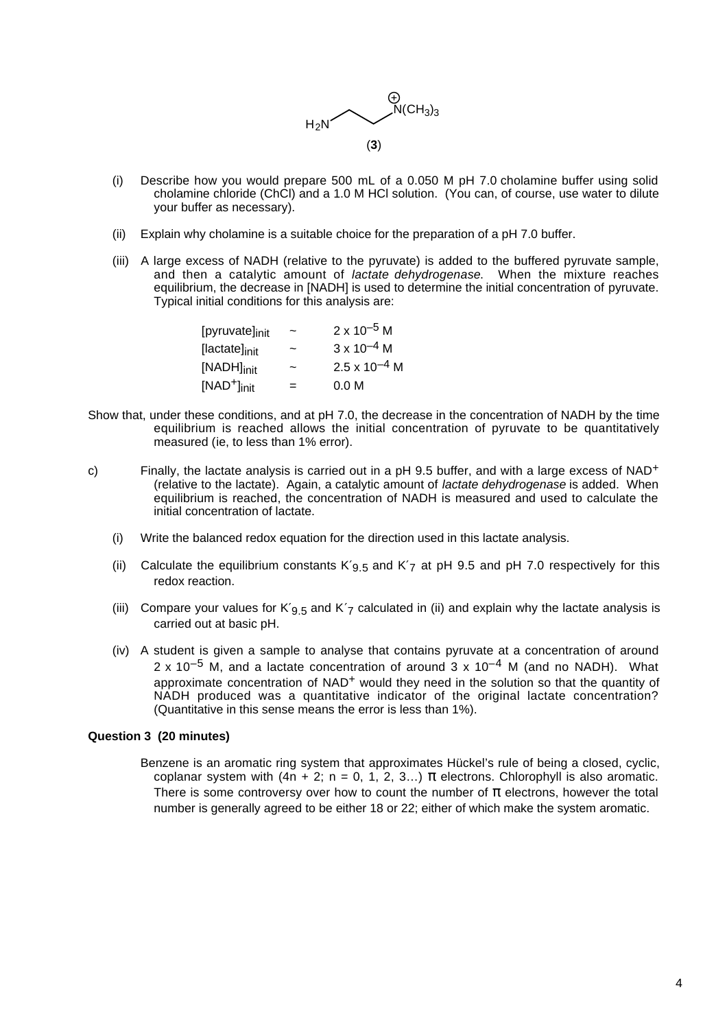$$H_2N\text{–}CH_2\text{–}CH_2\text{–}\overset{+}{N}(CH_3)_3$$

(**3**)

(i) Describe how you would prepare 500 mL of a 0.050 M pH 7.0 cholamine buffer using solid cholamine chloride (ChCl) and a 1.0 M HCl solution. (You can, of course, use water to dilute your buffer as necessary).

(ii) Explain why cholamine is a suitable choice for the preparation of a pH 7.0 buffer.

(iii) A large excess of NADH (relative to the pyruvate) is added to the buffered pyruvate sample, and then a catalytic amount of *lactate dehydrogenase*. When the mixture reaches equilibrium, the decrease in [NADH] is used to determine the initial concentration of pyruvate. Typical initial conditions for this analysis are:

| | | |
|---|---|---|
| $[\text{pyruvate}]_{init}$ | ~ | $2 \times 10^{-5}$ M |
| $[\text{lactate}]_{init}$ | ~ | $3 \times 10^{-4}$ M |
| $[\text{NADH}]_{init}$ | ~ | $2.5 \times 10^{-4}$ M |
| $[\text{NAD}^+]_{init}$ | = | 0.0 M |

Show that, under these conditions, and at pH 7.0, the decrease in the concentration of NADH by the time equilibrium is reached allows the initial concentration of pyruvate to be quantitatively measured (ie, to less than 1% error).

c) Finally, the lactate analysis is carried out in a pH 9.5 buffer, and with a large excess of $NAD^+$ (relative to the lactate). Again, a catalytic amount of *lactate dehydrogenase* is added. When equilibrium is reached, the concentration of NADH is measured and used to calculate the initial concentration of lactate.

(i) Write the balanced redox equation for the direction used in this lactate analysis.

(ii) Calculate the equilibrium constants $K'_{9.5}$ and $K'_7$ at pH 9.5 and pH 7.0 respectively for this redox reaction.

(iii) Compare your values for $K'_{9.5}$ and $K'_7$ calculated in (ii) and explain why the lactate analysis is carried out at basic pH.

(iv) A student is given a sample to analyse that contains pyruvate at a concentration of around $2 \times 10^{-5}$ M, and a lactate concentration of around $3 \times 10^{-4}$ M (and no NADH). What approximate concentration of $NAD^+$ would they need in the solution so that the quantity of NADH produced was a quantitative indicator of the original lactate concentration? (Quantitative in this sense means the error is less than 1%).

**Question 3 (20 minutes)**

Benzene is an aromatic ring system that approximates Hückel's rule of being a closed, cyclic, coplanar system with $(4n + 2; n = 0, 1, 2, 3\ldots)$ $\pi$ electrons. Chlorophyll is also aromatic. There is some controversy over how to count the number of $\pi$ electrons, however the total number is generally agreed to be either 18 or 22; either of which make the system aromatic.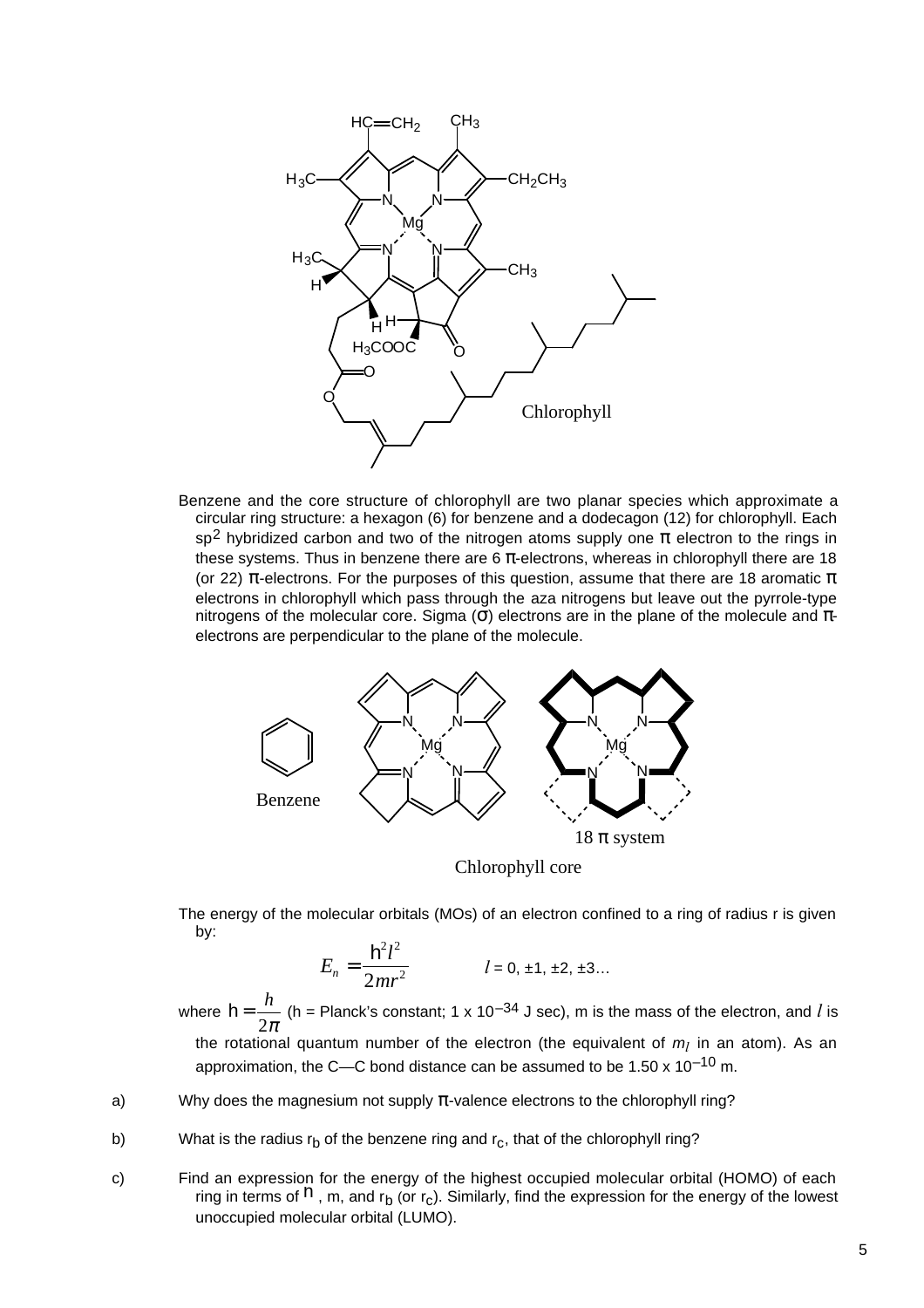Chlorophyll

Benzene and the core structure of chlorophyll are two planar species which approximate a circular ring structure: a hexagon (6) for benzene and a dodecagon (12) for chlorophyll. Each $sp^2$ hybridized carbon and two of the nitrogen atoms supply one π electron to the rings in these systems. Thus in benzene there are 6 π-electrons, whereas in chlorophyll there are 18 (or 22) π-electrons. For the purposes of this question, assume that there are 18 aromatic π electrons in chlorophyll which pass through the aza nitrogens but leave out the pyrrole-type nitrogens of the molecular core. Sigma (σ) electrons are in the plane of the molecule and π-electrons are perpendicular to the plane of the molecule.

Benzene

18 π system

Chlorophyll core

The energy of the molecular orbitals (MOs) of an electron confined to a ring of radius r is given by:

$$E_n = \frac{\hbar^2 l^2}{2mr^2} \qquad l = 0, \pm 1, \pm 2, \pm 3\ldots$$

where $\hbar = \frac{h}{2\pi}$ (h = Planck's constant; 1 x $10^{-34}$ J sec), m is the mass of the electron, and $l$ is the rotational quantum number of the electron (the equivalent of $m_l$ in an atom). As an approximation, the C—C bond distance can be assumed to be 1.50 x $10^{-10}$ m.

a) Why does the magnesium not supply π-valence electrons to the chlorophyll ring?

b) What is the radius $r_b$ of the benzene ring and $r_c$, that of the chlorophyll ring?

c) Find an expression for the energy of the highest occupied molecular orbital (HOMO) of each ring in terms of $\hbar$, m, and $r_b$ (or $r_c$). Similarly, find the expression for the energy of the lowest unoccupied molecular orbital (LUMO).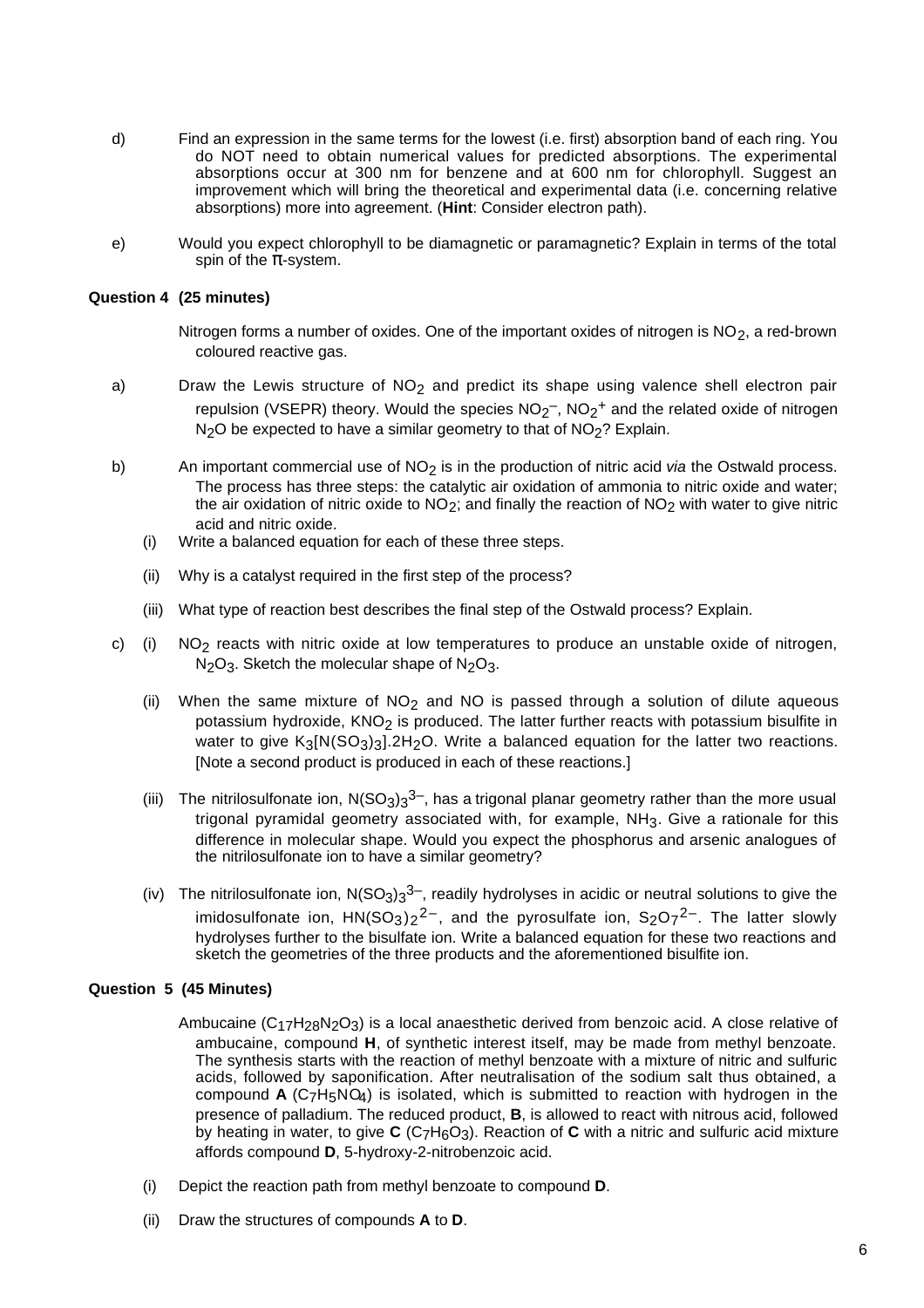d) Find an expression in the same terms for the lowest (i.e. first) absorption band of each ring. You do NOT need to obtain numerical values for predicted absorptions. The experimental absorptions occur at 300 nm for benzene and at 600 nm for chlorophyll. Suggest an improvement which will bring the theoretical and experimental data (i.e. concerning relative absorptions) more into agreement. (**Hint**: Consider electron path).

e) Would you expect chlorophyll to be diamagnetic or paramagnetic? Explain in terms of the total spin of the π-system.

### Question 4 (25 minutes)

Nitrogen forms a number of oxides. One of the important oxides of nitrogen is $NO_2$, a red-brown coloured reactive gas.

a) Draw the Lewis structure of $NO_2$ and predict its shape using valence shell electron pair repulsion (VSEPR) theory. Would the species $NO_2^-$, $NO_2^+$ and the related oxide of nitrogen $N_2O$ be expected to have a similar geometry to that of $NO_2$? Explain.

b) An important commercial use of $NO_2$ is in the production of nitric acid *via* the Ostwald process. The process has three steps: the catalytic air oxidation of ammonia to nitric oxide and water; the air oxidation of nitric oxide to $NO_2$; and finally the reaction of $NO_2$ with water to give nitric acid and nitric oxide.

(i) Write a balanced equation for each of these three steps.

(ii) Why is a catalyst required in the first step of the process?

(iii) What type of reaction best describes the final step of the Ostwald process? Explain.

c) (i) $NO_2$ reacts with nitric oxide at low temperatures to produce an unstable oxide of nitrogen, $N_2O_3$. Sketch the molecular shape of $N_2O_3$.

(ii) When the same mixture of $NO_2$ and NO is passed through a solution of dilute aqueous potassium hydroxide, $KNO_2$ is produced. The latter further reacts with potassium bisulfite in water to give $K_3[N(SO_3)_3].2H_2O$. Write a balanced equation for the latter two reactions. [Note a second product is produced in each of these reactions.]

(iii) The nitrilosulfonate ion, $N(SO_3)_3^{3-}$, has a trigonal planar geometry rather than the more usual trigonal pyramidal geometry associated with, for example, $NH_3$. Give a rationale for this difference in molecular shape. Would you expect the phosphorus and arsenic analogues of the nitrilosulfonate ion to have a similar geometry?

(iv) The nitrilosulfonate ion, $N(SO_3)_3^{3-}$, readily hydrolyses in acidic or neutral solutions to give the imidosulfonate ion, $HN(SO_3)_2^{2-}$, and the pyrosulfate ion, $S_2O_7^{2-}$. The latter slowly hydrolyses further to the bisulfate ion. Write a balanced equation for these two reactions and sketch the geometries of the three products and the aforementioned bisulfite ion.

### Question 5 (45 Minutes)

Ambucaine ($C_{17}H_{28}N_2O_3$) is a local anaesthetic derived from benzoic acid. A close relative of ambucaine, compound **H**, of synthetic interest itself, may be made from methyl benzoate. The synthesis starts with the reaction of methyl benzoate with a mixture of nitric and sulfuric acids, followed by saponification. After neutralisation of the sodium salt thus obtained, a compound **A** ($C_7H_5NO_4$) is isolated, which is submitted to reaction with hydrogen in the presence of palladium. The reduced product, **B**, is allowed to react with nitrous acid, followed by heating in water, to give **C** ($C_7H_6O_3$). Reaction of **C** with a nitric and sulfuric acid mixture affords compound **D**, 5-hydroxy-2-nitrobenzoic acid.

(i) Depict the reaction path from methyl benzoate to compound **D**.

(ii) Draw the structures of compounds **A** to **D**.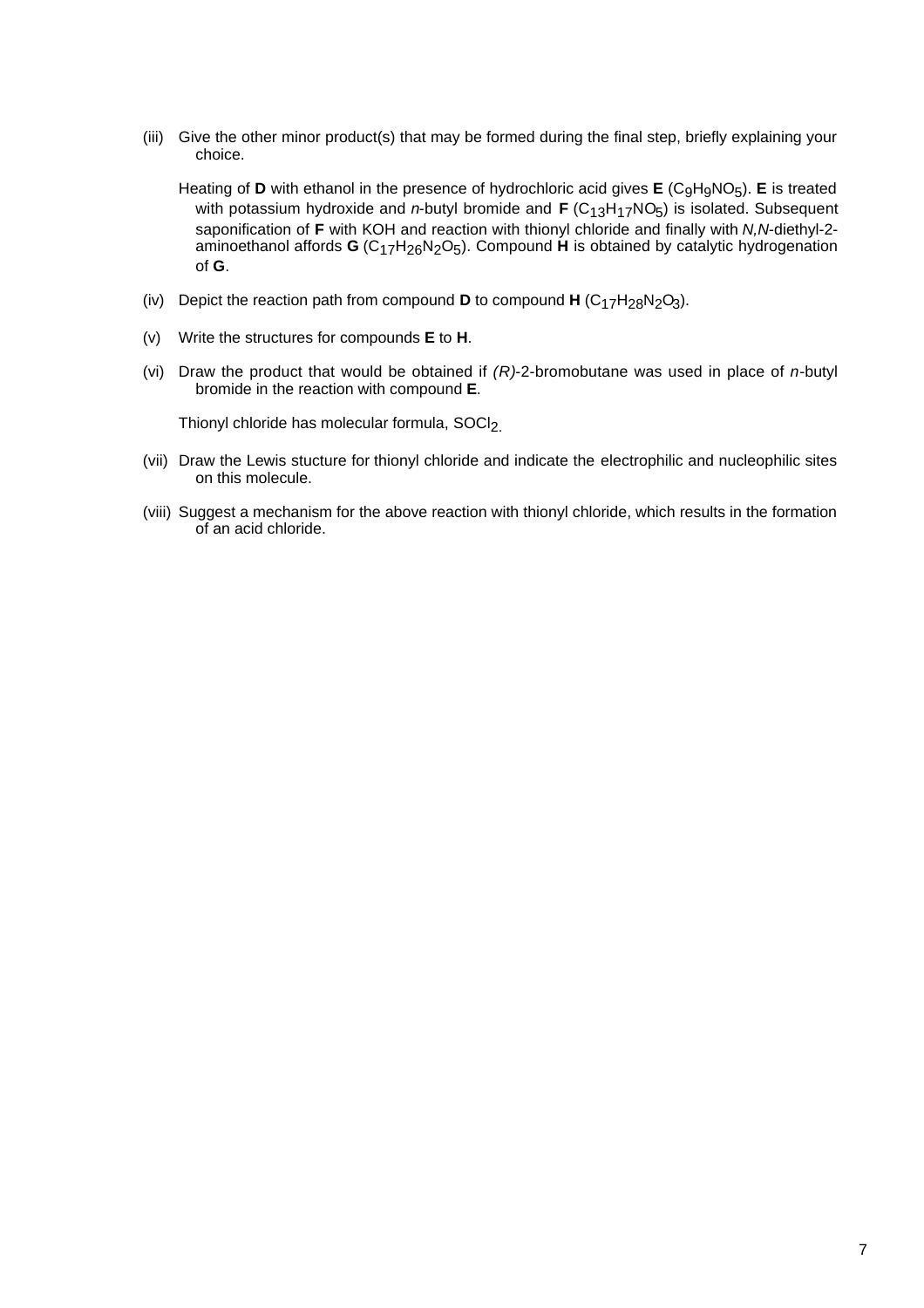(iii) Give the other minor product(s) that may be formed during the final step, briefly explaining your choice.

Heating of **D** with ethanol in the presence of hydrochloric acid gives **E** ($C_9H_9NO_5$). **E** is treated with potassium hydroxide and *n*-butyl bromide and **F** ($C_{13}H_{17}NO_5$) is isolated. Subsequent saponification of **F** with KOH and reaction with thionyl chloride and finally with *N,N*-diethyl-2-aminoethanol affords **G** ($C_{17}H_{26}N_2O_5$). Compound **H** is obtained by catalytic hydrogenation of **G**.

(iv) Depict the reaction path from compound **D** to compound **H** ($C_{17}H_{28}N_2O_3$).

(v) Write the structures for compounds **E** to **H**.

(vi) Draw the product that would be obtained if *(R)*-2-bromobutane was used in place of *n*-butyl bromide in the reaction with compound **E**.

Thionyl chloride has molecular formula, $SOCl_2$.

(vii) Draw the Lewis stucture for thionyl chloride and indicate the electrophilic and nucleophilic sites on this molecule.

(viii) Suggest a mechanism for the above reaction with thionyl chloride, which results in the formation of an acid chloride.